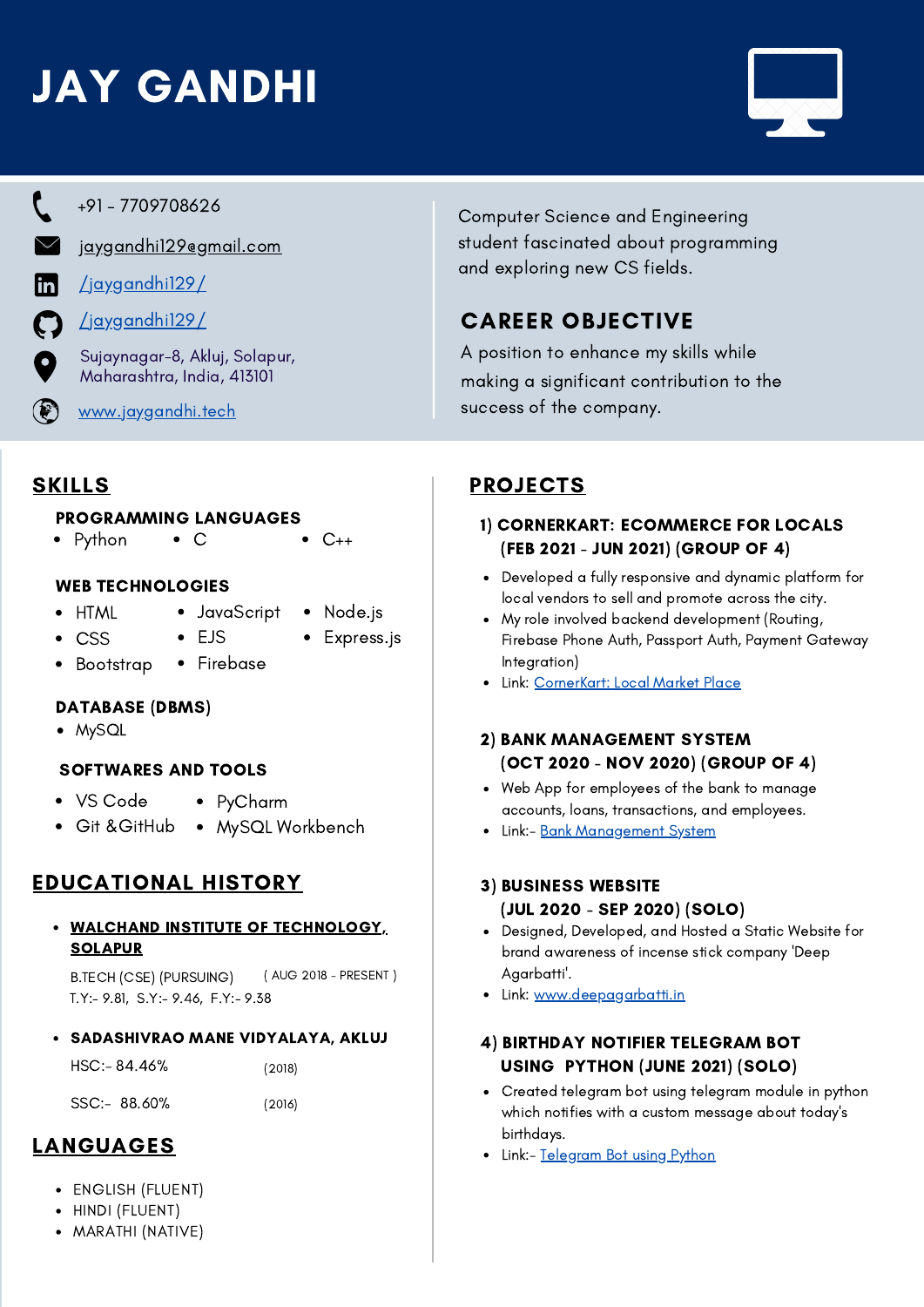# JAY GANDHI

+91 - 7709708626

jaygandhi129@gmail.com

/jaygandhi129/

/jaygandhi129/

Sujaynagar-8, Akluj, Solapur, Maharashtra, India, 413101

www.jaygandhi.tech

Computer Science and Engineering student fascinated about programming and exploring new CS fields.

## CAREER OBJECTIVE

A position to enhance my skills while making a significant contribution to the success of the company.

## SKILLS

### PROGRAMMING LANGUAGES

- Python
- C
- C++

### WEB TECHNOLOGIES

- HTML
- CSS
- Bootstrap
- JavaScript
- EJS
- Firebase
- Node.js
- Express.js

### DATABASE (DBMS)

- MySQL

### SOFTWARES AND TOOLS

- VS Code
- Git &GitHub
- PyCharm
- MySQL Workbench

## EDUCATIONAL HISTORY

- **WALCHAND INSTITUTE OF TECHNOLOGY, SOLAPUR**

  B.TECH (CSE) (PURSUING) ( AUG 2018 - PRESENT )
  T.Y:- 9.81, S.Y:- 9.46, F.Y:- 9.38

- **SADASHIVRAO MANE VIDYALAYA, AKLUJ**

  HSC:- 84.46% (2018)

  SSC:- 88.60% (2016)

## LANGUAGES

- ENGLISH (FLUENT)
- HINDI (FLUENT)
- MARATHI (NATIVE)

## PROJECTS

### 1) CORNERKART: ECOMMERCE FOR LOCALS (FEB 2021 - JUN 2021) (GROUP OF 4)

- Developed a fully responsive and dynamic platform for local vendors to sell and promote across the city.
- My role involved backend development (Routing, Firebase Phone Auth, Passport Auth, Payment Gateway Integration)
- Link: CornerKart: Local Market Place

### 2) BANK MANAGEMENT SYSTEM (OCT 2020 - NOV 2020) (GROUP OF 4)

- Web App for employees of the bank to manage accounts, loans, transactions, and employees.
- Link:- Bank Management System

### 3) BUSINESS WEBSITE (JUL 2020 - SEP 2020) (SOLO)

- Designed, Developed, and Hosted a Static Website for brand awareness of incense stick company 'Deep Agarbatti'.
- Link: www.deepagarbatti.in

### 4) BIRTHDAY NOTIFIER TELEGRAM BOT USING PYTHON (JUNE 2021) (SOLO)

- Created telegram bot using telegram module in python which notifies with a custom message about today's birthdays.
- Link:- Telegram Bot using Python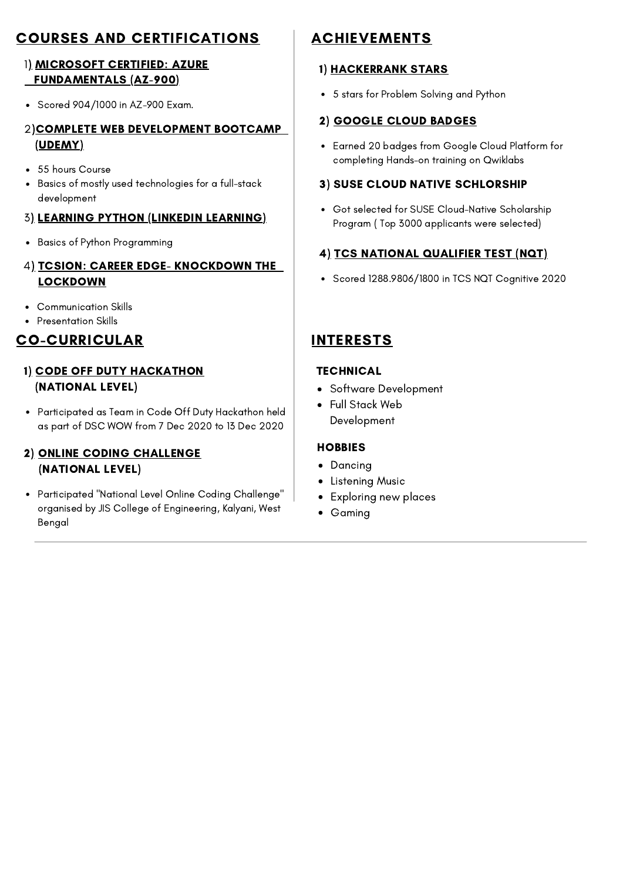## COURSES AND CERTIFICATIONS

### 1) MICROSOFT CERTIFIED: AZURE FUNDAMENTALS (AZ-900)

- Scored 904/1000 in AZ-900 Exam.

### 2) COMPLETE WEB DEVELOPMENT BOOTCAMP (UDEMY)

- 55 hours Course
- Basics of mostly used technologies for a full-stack development

### 3) LEARNING PYTHON (LINKEDIN LEARNING)

- Basics of Python Programming

### 4) TCSION: CAREER EDGE- KNOCKDOWN THE LOCKDOWN

- Communication Skills
- Presentation Skills

## CO-CURRICULAR

### 1) CODE OFF DUTY HACKATHON (NATIONAL LEVEL)

- Participated as Team in Code Off Duty Hackathon held as part of DSC WOW from 7 Dec 2020 to 13 Dec 2020

### 2) ONLINE CODING CHALLENGE (NATIONAL LEVEL)

- Participated "National Level Online Coding Challenge" organised by JIS College of Engineering, Kalyani, West Bengal

## ACHIEVEMENTS

### 1) HACKERRANK STARS

- 5 stars for Problem Solving and Python

### 2) GOOGLE CLOUD BADGES

- Earned 20 badges from Google Cloud Platform for completing Hands-on training on Qwiklabs

### 3) SUSE CLOUD NATIVE SCHLORSHIP

- Got selected for SUSE Cloud-Native Scholarship Program ( Top 3000 applicants were selected)

### 4) TCS NATIONAL QUALIFIER TEST (NQT)

- Scored 1288.9806/1800 in TCS NQT Cognitive 2020

## INTERESTS

### TECHNICAL

- Software Development
- Full Stack Web Development

### HOBBIES

- Dancing
- Listening Music
- Exploring new places
- Gaming